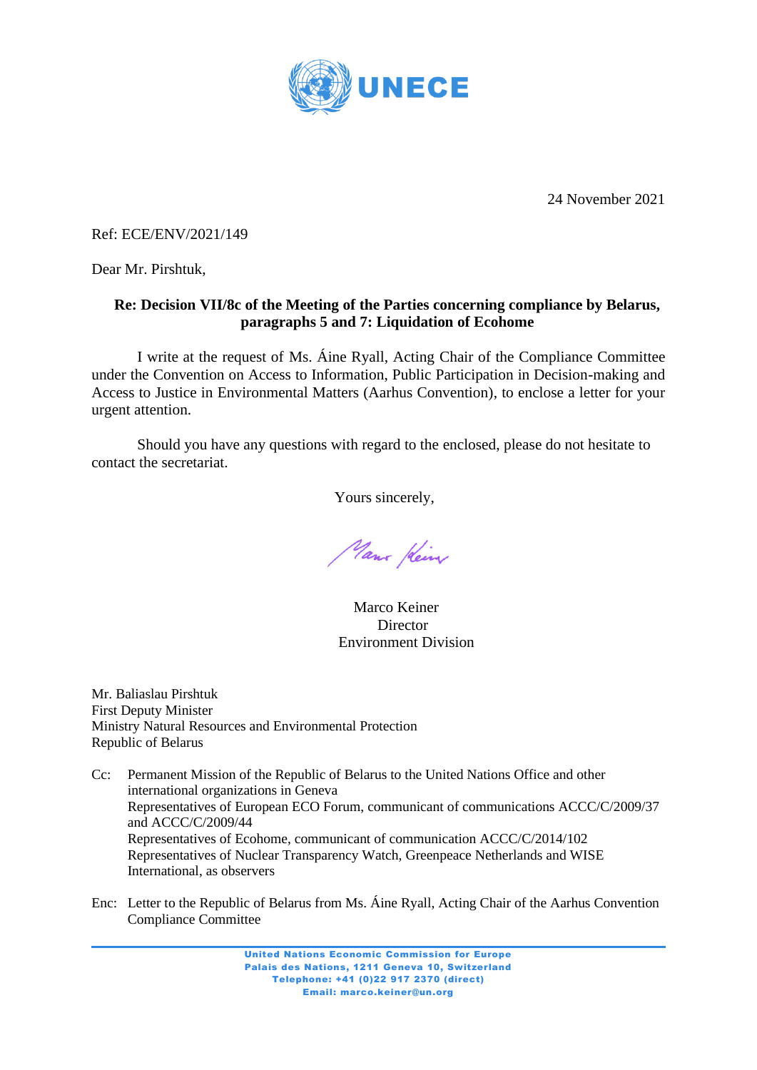UNECE

24 November 2021

Ref: ECE/ENV/2021/149

Dear Mr. Pirshtuk,

**Re: Decision VII/8c of the Meeting of the Parties concerning compliance by Belarus, paragraphs 5 and 7: Liquidation of Ecohome**

I write at the request of Ms. Áine Ryall, Acting Chair of the Compliance Committee under the Convention on Access to Information, Public Participation in Decision-making and Access to Justice in Environmental Matters (Aarhus Convention), to enclose a letter for your urgent attention.

Should you have any questions with regard to the enclosed, please do not hesitate to contact the secretariat.

Yours sincerely,

Marco Keiner
Director
Environment Division

Mr. Baliaslau Pirshtuk
First Deputy Minister
Ministry Natural Resources and Environmental Protection
Republic of Belarus

Cc: Permanent Mission of the Republic of Belarus to the United Nations Office and other international organizations in Geneva
Representatives of European ECO Forum, communicant of communications ACCC/C/2009/37 and ACCC/C/2009/44
Representatives of Ecohome, communicant of communication ACCC/C/2014/102
Representatives of Nuclear Transparency Watch, Greenpeace Netherlands and WISE International, as observers

Enc: Letter to the Republic of Belarus from Ms. Áine Ryall, Acting Chair of the Aarhus Convention Compliance Committee

United Nations Economic Commission for Europe
Palais des Nations, 1211 Geneva 10, Switzerland
Telephone: +41 (0)22 917 2370 (direct)
Email: marco.keiner@un.org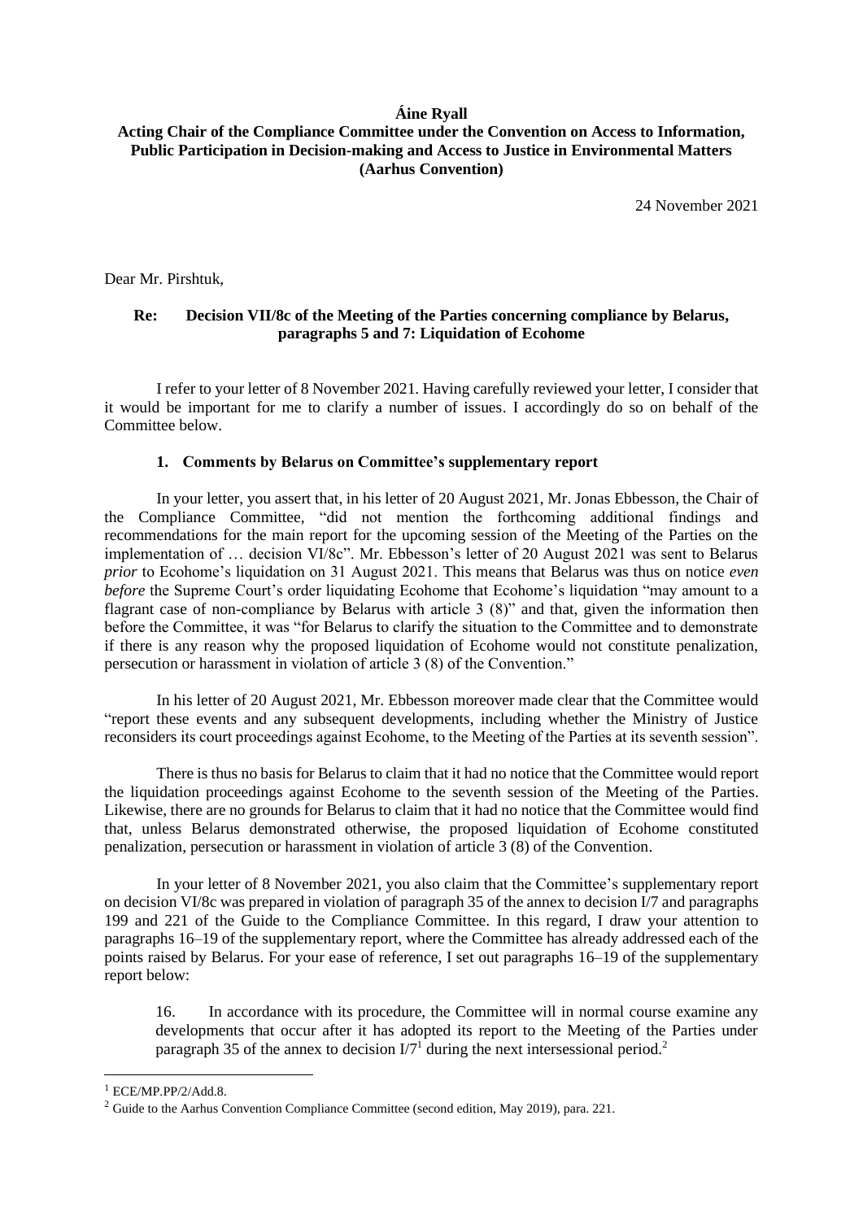**Áine Ryall**

**Acting Chair of the Compliance Committee under the Convention on Access to Information, Public Participation in Decision-making and Access to Justice in Environmental Matters (Aarhus Convention)**

24 November 2021

Dear Mr. Pirshtuk,

**Re: Decision VII/8c of the Meeting of the Parties concerning compliance by Belarus, paragraphs 5 and 7: Liquidation of Ecohome**

I refer to your letter of 8 November 2021. Having carefully reviewed your letter, I consider that it would be important for me to clarify a number of issues. I accordingly do so on behalf of the Committee below.

## 1. Comments by Belarus on Committee's supplementary report

In your letter, you assert that, in his letter of 20 August 2021, Mr. Jonas Ebbesson, the Chair of the Compliance Committee, "did not mention the forthcoming additional findings and recommendations for the main report for the upcoming session of the Meeting of the Parties on the implementation of … decision VI/8c". Mr. Ebbesson's letter of 20 August 2021 was sent to Belarus *prior* to Ecohome's liquidation on 31 August 2021. This means that Belarus was thus on notice *even before* the Supreme Court's order liquidating Ecohome that Ecohome's liquidation "may amount to a flagrant case of non-compliance by Belarus with article 3 (8)" and that, given the information then before the Committee, it was "for Belarus to clarify the situation to the Committee and to demonstrate if there is any reason why the proposed liquidation of Ecohome would not constitute penalization, persecution or harassment in violation of article 3 (8) of the Convention."

In his letter of 20 August 2021, Mr. Ebbesson moreover made clear that the Committee would "report these events and any subsequent developments, including whether the Ministry of Justice reconsiders its court proceedings against Ecohome, to the Meeting of the Parties at its seventh session".

There is thus no basis for Belarus to claim that it had no notice that the Committee would report the liquidation proceedings against Ecohome to the seventh session of the Meeting of the Parties. Likewise, there are no grounds for Belarus to claim that it had no notice that the Committee would find that, unless Belarus demonstrated otherwise, the proposed liquidation of Ecohome constituted penalization, persecution or harassment in violation of article 3 (8) of the Convention.

In your letter of 8 November 2021, you also claim that the Committee's supplementary report on decision VI/8c was prepared in violation of paragraph 35 of the annex to decision I/7 and paragraphs 199 and 221 of the Guide to the Compliance Committee. In this regard, I draw your attention to paragraphs 16–19 of the supplementary report, where the Committee has already addressed each of the points raised by Belarus. For your ease of reference, I set out paragraphs 16–19 of the supplementary report below:

> 16. In accordance with its procedure, the Committee will in normal course examine any developments that occur after it has adopted its report to the Meeting of the Parties under paragraph 35 of the annex to decision I/7[1] during the next intersessional period.[2]

[1] ECE/MP.PP/2/Add.8.

[2] Guide to the Aarhus Convention Compliance Committee (second edition, May 2019), para. 221.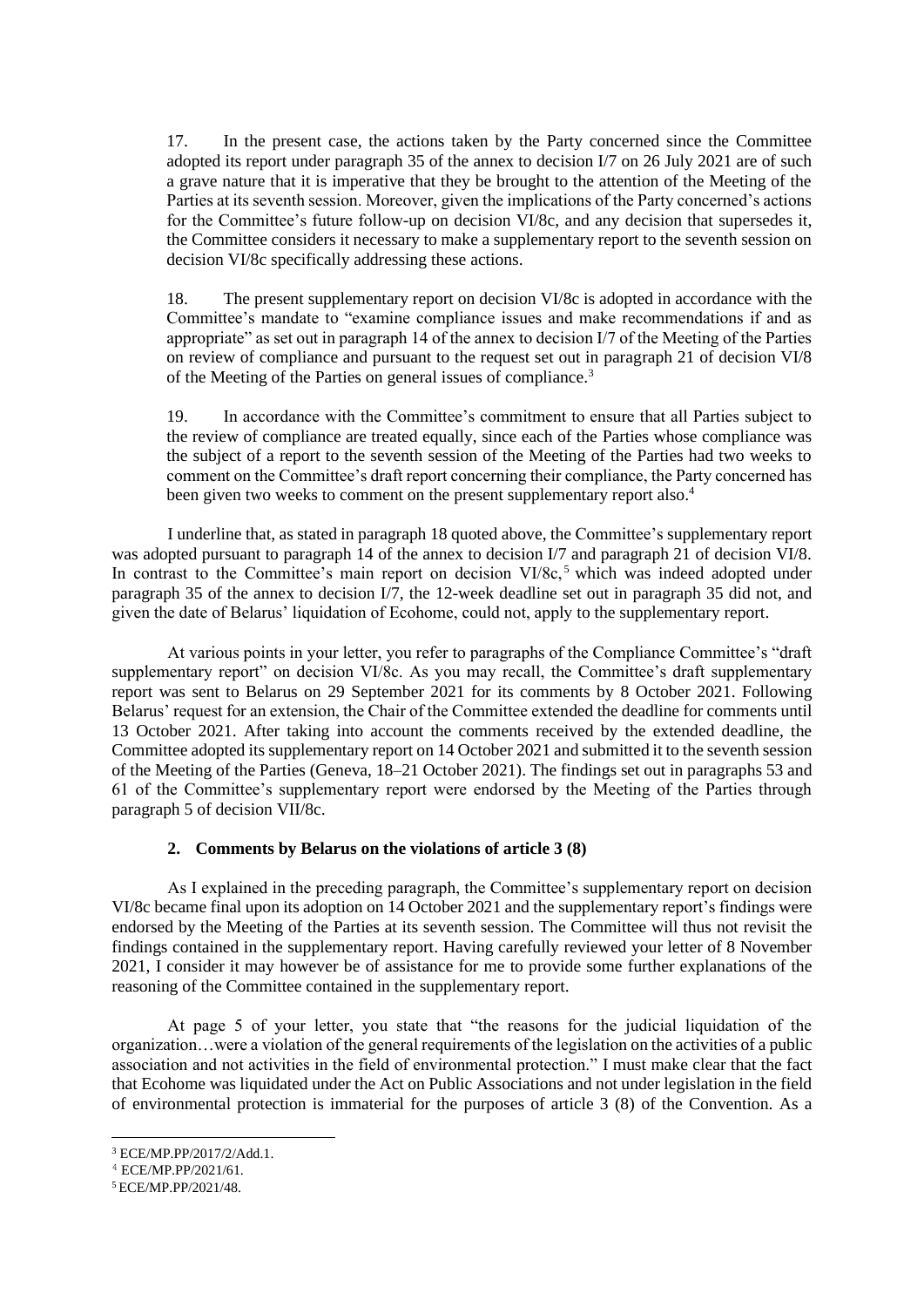17. In the present case, the actions taken by the Party concerned since the Committee adopted its report under paragraph 35 of the annex to decision I/7 on 26 July 2021 are of such a grave nature that it is imperative that they be brought to the attention of the Meeting of the Parties at its seventh session. Moreover, given the implications of the Party concerned's actions for the Committee's future follow-up on decision VI/8c, and any decision that supersedes it, the Committee considers it necessary to make a supplementary report to the seventh session on decision VI/8c specifically addressing these actions.

18. The present supplementary report on decision VI/8c is adopted in accordance with the Committee's mandate to "examine compliance issues and make recommendations if and as appropriate" as set out in paragraph 14 of the annex to decision I/7 of the Meeting of the Parties on review of compliance and pursuant to the request set out in paragraph 21 of decision VI/8 of the Meeting of the Parties on general issues of compliance.[3]

19. In accordance with the Committee's commitment to ensure that all Parties subject to the review of compliance are treated equally, since each of the Parties whose compliance was the subject of a report to the seventh session of the Meeting of the Parties had two weeks to comment on the Committee's draft report concerning their compliance, the Party concerned has been given two weeks to comment on the present supplementary report also.[4]

I underline that, as stated in paragraph 18 quoted above, the Committee's supplementary report was adopted pursuant to paragraph 14 of the annex to decision I/7 and paragraph 21 of decision VI/8. In contrast to the Committee's main report on decision VI/8c,[5] which was indeed adopted under paragraph 35 of the annex to decision I/7, the 12-week deadline set out in paragraph 35 did not, and given the date of Belarus' liquidation of Ecohome, could not, apply to the supplementary report.

At various points in your letter, you refer to paragraphs of the Compliance Committee's "draft supplementary report" on decision VI/8c. As you may recall, the Committee's draft supplementary report was sent to Belarus on 29 September 2021 for its comments by 8 October 2021. Following Belarus' request for an extension, the Chair of the Committee extended the deadline for comments until 13 October 2021. After taking into account the comments received by the extended deadline, the Committee adopted its supplementary report on 14 October 2021 and submitted it to the seventh session of the Meeting of the Parties (Geneva, 18–21 October 2021). The findings set out in paragraphs 53 and 61 of the Committee's supplementary report were endorsed by the Meeting of the Parties through paragraph 5 of decision VII/8c.

### 2. Comments by Belarus on the violations of article 3 (8)

As I explained in the preceding paragraph, the Committee's supplementary report on decision VI/8c became final upon its adoption on 14 October 2021 and the supplementary report's findings were endorsed by the Meeting of the Parties at its seventh session. The Committee will thus not revisit the findings contained in the supplementary report. Having carefully reviewed your letter of 8 November 2021, I consider it may however be of assistance for me to provide some further explanations of the reasoning of the Committee contained in the supplementary report.

At page 5 of your letter, you state that "the reasons for the judicial liquidation of the organization…were a violation of the general requirements of the legislation on the activities of a public association and not activities in the field of environmental protection." I must make clear that the fact that Ecohome was liquidated under the Act on Public Associations and not under legislation in the field of environmental protection is immaterial for the purposes of article 3 (8) of the Convention. As a

[3] ECE/MP.PP/2017/2/Add.1.

[4] ECE/MP.PP/2021/61.

[5] ECE/MP.PP/2021/48.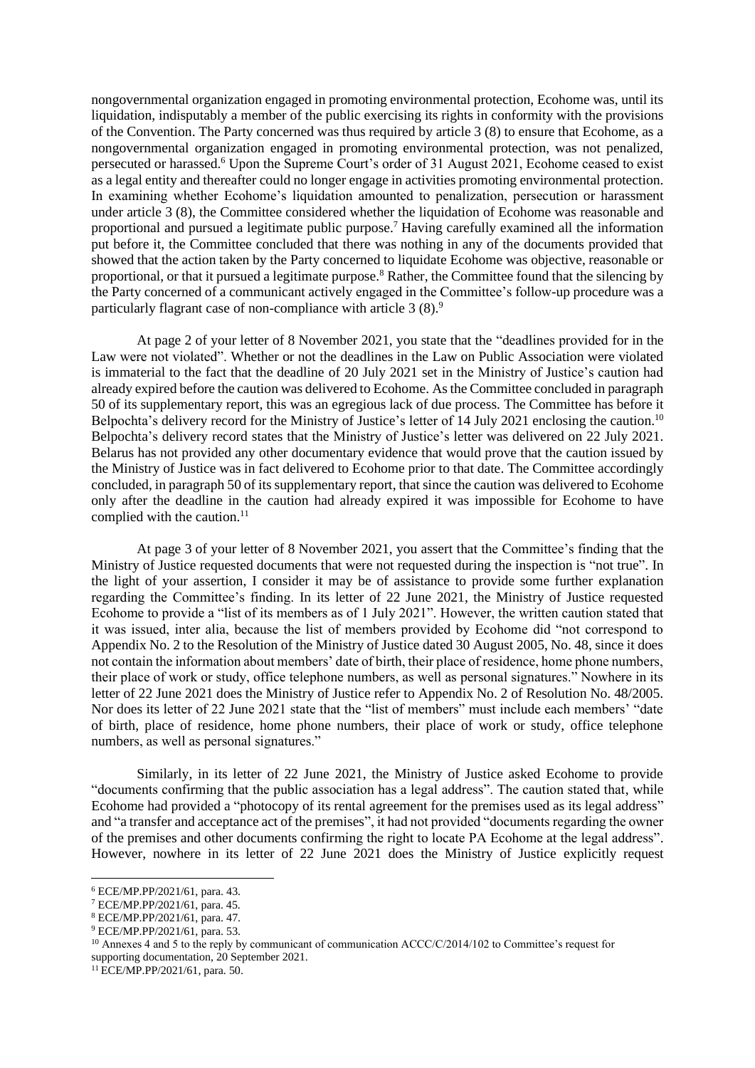nongovernmental organization engaged in promoting environmental protection, Ecohome was, until its liquidation, indisputably a member of the public exercising its rights in conformity with the provisions of the Convention. The Party concerned was thus required by article 3 (8) to ensure that Ecohome, as a nongovernmental organization engaged in promoting environmental protection, was not penalized, persecuted or harassed.[6] Upon the Supreme Court's order of 31 August 2021, Ecohome ceased to exist as a legal entity and thereafter could no longer engage in activities promoting environmental protection. In examining whether Ecohome's liquidation amounted to penalization, persecution or harassment under article 3 (8), the Committee considered whether the liquidation of Ecohome was reasonable and proportional and pursued a legitimate public purpose.[7] Having carefully examined all the information put before it, the Committee concluded that there was nothing in any of the documents provided that showed that the action taken by the Party concerned to liquidate Ecohome was objective, reasonable or proportional, or that it pursued a legitimate purpose.[8] Rather, the Committee found that the silencing by the Party concerned of a communicant actively engaged in the Committee's follow-up procedure was a particularly flagrant case of non-compliance with article 3 (8).[9]

At page 2 of your letter of 8 November 2021, you state that the "deadlines provided for in the Law were not violated". Whether or not the deadlines in the Law on Public Association were violated is immaterial to the fact that the deadline of 20 July 2021 set in the Ministry of Justice's caution had already expired before the caution was delivered to Ecohome. As the Committee concluded in paragraph 50 of its supplementary report, this was an egregious lack of due process. The Committee has before it Belpochta's delivery record for the Ministry of Justice's letter of 14 July 2021 enclosing the caution.[10] Belpochta's delivery record states that the Ministry of Justice's letter was delivered on 22 July 2021. Belarus has not provided any other documentary evidence that would prove that the caution issued by the Ministry of Justice was in fact delivered to Ecohome prior to that date. The Committee accordingly concluded, in paragraph 50 of its supplementary report, that since the caution was delivered to Ecohome only after the deadline in the caution had already expired it was impossible for Ecohome to have complied with the caution.[11]

At page 3 of your letter of 8 November 2021, you assert that the Committee's finding that the Ministry of Justice requested documents that were not requested during the inspection is "not true". In the light of your assertion, I consider it may be of assistance to provide some further explanation regarding the Committee's finding. In its letter of 22 June 2021, the Ministry of Justice requested Ecohome to provide a "list of its members as of 1 July 2021". However, the written caution stated that it was issued, inter alia, because the list of members provided by Ecohome did "not correspond to Appendix No. 2 to the Resolution of the Ministry of Justice dated 30 August 2005, No. 48, since it does not contain the information about members' date of birth, their place of residence, home phone numbers, their place of work or study, office telephone numbers, as well as personal signatures." Nowhere in its letter of 22 June 2021 does the Ministry of Justice refer to Appendix No. 2 of Resolution No. 48/2005. Nor does its letter of 22 June 2021 state that the "list of members" must include each members' "date of birth, place of residence, home phone numbers, their place of work or study, office telephone numbers, as well as personal signatures."

Similarly, in its letter of 22 June 2021, the Ministry of Justice asked Ecohome to provide "documents confirming that the public association has a legal address". The caution stated that, while Ecohome had provided a "photocopy of its rental agreement for the premises used as its legal address" and "a transfer and acceptance act of the premises", it had not provided "documents regarding the owner of the premises and other documents confirming the right to locate PA Ecohome at the legal address". However, nowhere in its letter of 22 June 2021 does the Ministry of Justice explicitly request

---

[6] ECE/MP.PP/2021/61, para. 43.

[7] ECE/MP.PP/2021/61, para. 45.

[8] ECE/MP.PP/2021/61, para. 47.

[9] ECE/MP.PP/2021/61, para. 53.

[10] Annexes 4 and 5 to the reply by communicant of communication ACCC/C/2014/102 to Committee's request for supporting documentation, 20 September 2021.

[11] ECE/MP.PP/2021/61, para. 50.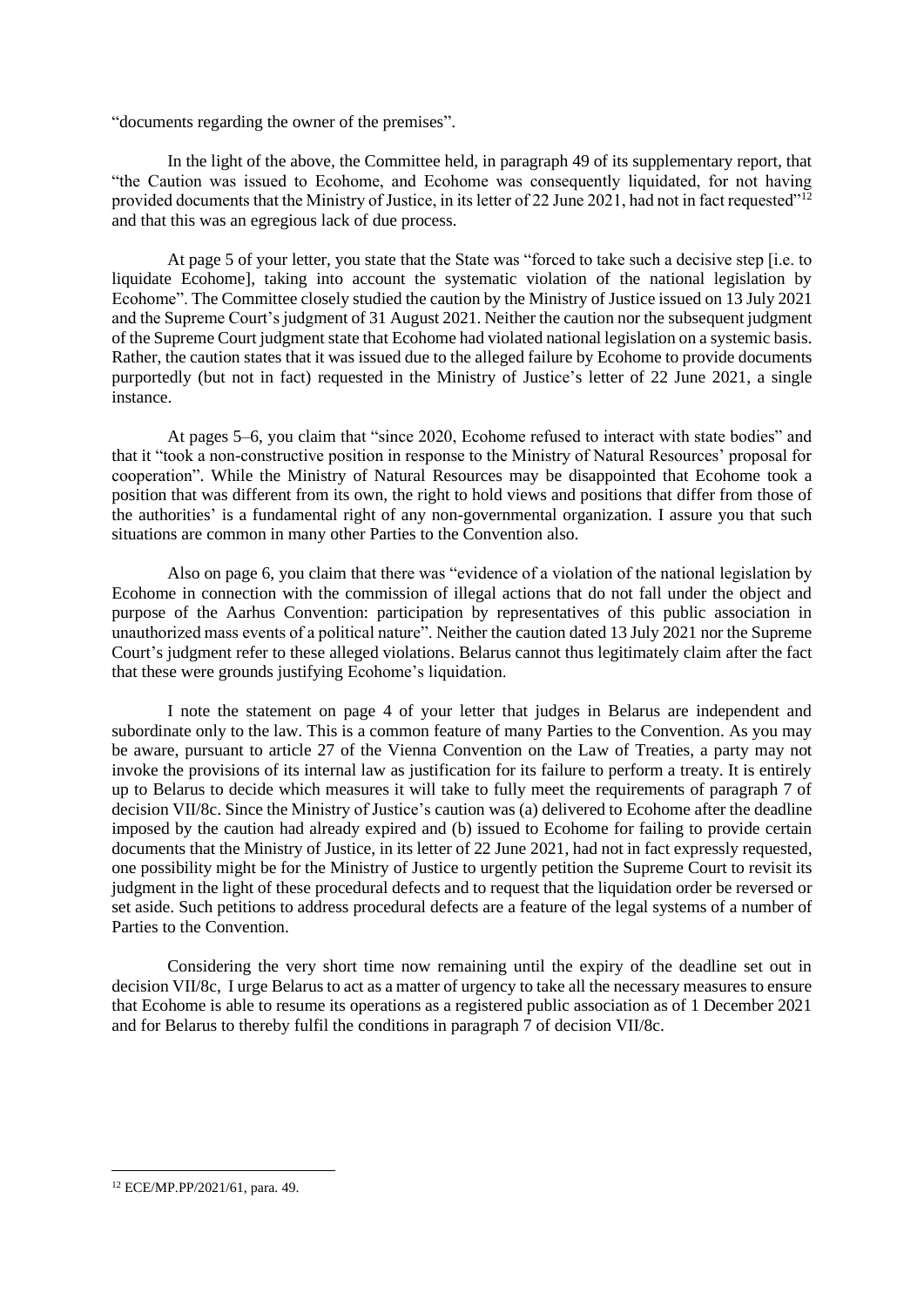"documents regarding the owner of the premises".

In the light of the above, the Committee held, in paragraph 49 of its supplementary report, that "the Caution was issued to Ecohome, and Ecohome was consequently liquidated, for not having provided documents that the Ministry of Justice, in its letter of 22 June 2021, had not in fact requested"[12] and that this was an egregious lack of due process.

At page 5 of your letter, you state that the State was "forced to take such a decisive step [i.e. to liquidate Ecohome], taking into account the systematic violation of the national legislation by Ecohome". The Committee closely studied the caution by the Ministry of Justice issued on 13 July 2021 and the Supreme Court's judgment of 31 August 2021. Neither the caution nor the subsequent judgment of the Supreme Court judgment state that Ecohome had violated national legislation on a systemic basis. Rather, the caution states that it was issued due to the alleged failure by Ecohome to provide documents purportedly (but not in fact) requested in the Ministry of Justice's letter of 22 June 2021, a single instance.

At pages 5–6, you claim that "since 2020, Ecohome refused to interact with state bodies" and that it "took a non-constructive position in response to the Ministry of Natural Resources' proposal for cooperation". While the Ministry of Natural Resources may be disappointed that Ecohome took a position that was different from its own, the right to hold views and positions that differ from those of the authorities' is a fundamental right of any non-governmental organization. I assure you that such situations are common in many other Parties to the Convention also.

Also on page 6, you claim that there was "evidence of a violation of the national legislation by Ecohome in connection with the commission of illegal actions that do not fall under the object and purpose of the Aarhus Convention: participation by representatives of this public association in unauthorized mass events of a political nature". Neither the caution dated 13 July 2021 nor the Supreme Court's judgment refer to these alleged violations. Belarus cannot thus legitimately claim after the fact that these were grounds justifying Ecohome's liquidation.

I note the statement on page 4 of your letter that judges in Belarus are independent and subordinate only to the law. This is a common feature of many Parties to the Convention. As you may be aware, pursuant to article 27 of the Vienna Convention on the Law of Treaties, a party may not invoke the provisions of its internal law as justification for its failure to perform a treaty. It is entirely up to Belarus to decide which measures it will take to fully meet the requirements of paragraph 7 of decision VII/8c. Since the Ministry of Justice's caution was (a) delivered to Ecohome after the deadline imposed by the caution had already expired and (b) issued to Ecohome for failing to provide certain documents that the Ministry of Justice, in its letter of 22 June 2021, had not in fact expressly requested, one possibility might be for the Ministry of Justice to urgently petition the Supreme Court to revisit its judgment in the light of these procedural defects and to request that the liquidation order be reversed or set aside. Such petitions to address procedural defects are a feature of the legal systems of a number of Parties to the Convention.

Considering the very short time now remaining until the expiry of the deadline set out in decision VII/8c, I urge Belarus to act as a matter of urgency to take all the necessary measures to ensure that Ecohome is able to resume its operations as a registered public association as of 1 December 2021 and for Belarus to thereby fulfil the conditions in paragraph 7 of decision VII/8c.

---

[12] ECE/MP.PP/2021/61, para. 49.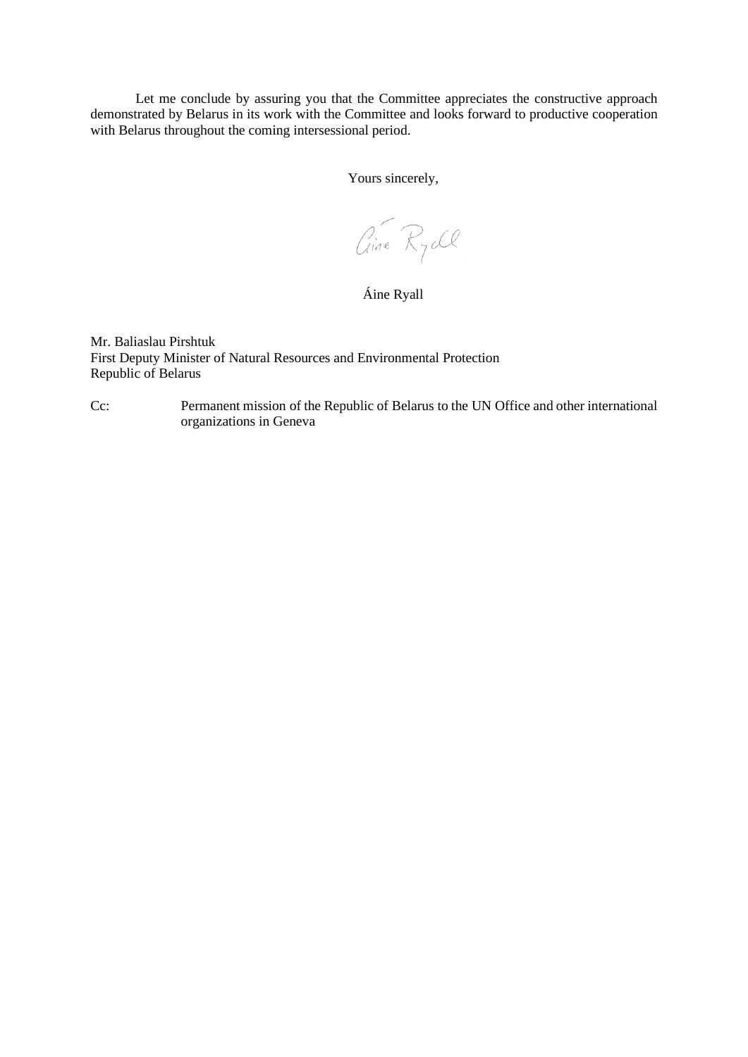Let me conclude by assuring you that the Committee appreciates the constructive approach demonstrated by Belarus in its work with the Committee and looks forward to productive cooperation with Belarus throughout the coming intersessional period.

Yours sincerely,

Áine Ryall

Mr. Baliaslau Pirshtuk
First Deputy Minister of Natural Resources and Environmental Protection
Republic of Belarus

Cc: Permanent mission of the Republic of Belarus to the UN Office and other international organizations in Geneva